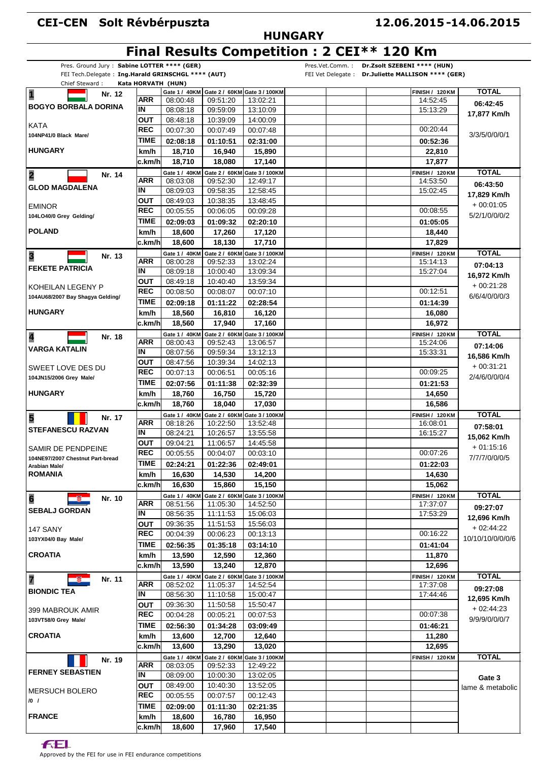# CEI-CEN Solt Révbérpuszta

**12.06.2015-14.06.2015**

**HUNGARY**

## Final Results Competition : 2 CEI** 120 Km

Pres. Ground Jury : **Sabine LOTTER **** (GER)**
FEI Tech.Delegate : **Ing.Harald GRINSCHGL **** (AUT)**
Chief Steward : **Kata HORVATH (HUN)**
Pres.Vet.Comm. : **Dr.Zsolt SZEBENI **** (HUN)**
FEI Vet Delegate : **Dr.Juliette MALLISON **** (GER)**

| Rank / Rider / Horse / Nation | | Gate 1 / 40KM | Gate 2 / 60KM | Gate 3 / 100KM | FINISH / 120KM | TOTAL |
|---|---|---|---|---|---|---|
| **1** Nr. 12 **BOGYO BORBALA DORINA** | ARR | 08:00:48 | 09:51:20 | 13:02:21 | 14:52:45 | 06:42:45 |
| | IN | 08:08:18 | 09:59:09 | 13:10:09 | 15:13:29 | 17,877 Km/h |
| KATA | OUT | 08:48:18 | 10:39:09 | 14:00:09 | | |
| 104NP41/0 Black Mare/ | REC | 00:07:30 | 00:07:49 | 00:07:48 | 00:20:44 | 3/3/5/0/0/0/1 |
| | TIME | 02:08:18 | 01:10:51 | 02:31:00 | 00:52:36 | |
| HUNGARY | km/h | 18,710 | 16,940 | 15,890 | 22,810 | |
| | c.km/h | 18,710 | 18,080 | 17,140 | 17,877 | |
| **2** Nr. 14 **GLOD MAGDALENA** | ARR | 08:03:08 | 09:52:30 | 12:49:17 | 14:53:50 | 06:43:50 |
| | IN | 08:09:03 | 09:58:35 | 12:58:45 | 15:02:45 | 17,829 Km/h |
| EMINOR | OUT | 08:49:03 | 10:38:35 | 13:48:45 | | + 00:01:05 |
| 104LO40/0 Grey Gelding/ | REC | 00:05:55 | 00:06:05 | 00:09:28 | 00:08:55 | 5/2/1/0/0/0/2 |
| | TIME | 02:09:03 | 01:09:32 | 02:20:10 | 01:05:05 | |
| POLAND | km/h | 18,600 | 17,260 | 17,120 | 18,440 | |
| | c.km/h | 18,600 | 18,130 | 17,710 | 17,829 | |
| **3** Nr. 13 **FEKETE PATRICIA** | ARR | 08:00:28 | 09:52:33 | 13:02:24 | 15:14:13 | 07:04:13 |
| | IN | 08:09:18 | 10:00:40 | 13:09:34 | 15:27:04 | 16,972 Km/h |
| KOHEILAN LEGENY P | OUT | 08:49:18 | 10:40:40 | 13:59:34 | | + 00:21:28 |
| 104AU68/2007 Bay Shagya Gelding/ | REC | 00:08:50 | 00:08:07 | 00:07:10 | 00:12:51 | 6/6/4/0/0/0/3 |
| | TIME | 02:09:18 | 01:11:22 | 02:28:54 | 01:14:39 | |
| HUNGARY | km/h | 18,560 | 16,810 | 16,120 | 16,080 | |
| | c.km/h | 18,560 | 17,940 | 17,160 | 16,972 | |
| **4** Nr. 18 **VARGA KATALIN** | ARR | 08:00:43 | 09:52:43 | 13:06:57 | 15:24:06 | 07:14:06 |
| | IN | 08:07:56 | 09:59:34 | 13:12:13 | 15:33:31 | 16,586 Km/h |
| SWEET LOVE DES DU | OUT | 08:47:56 | 10:39:34 | 14:02:13 | | + 00:31:21 |
| 104JN15/2006 Grey Male/ | REC | 00:07:13 | 00:06:51 | 00:05:16 | 00:09:25 | 2/4/6/0/0/0/4 |
| | TIME | 02:07:56 | 01:11:38 | 02:32:39 | 01:21:53 | |
| HUNGARY | km/h | 18,760 | 16,750 | 15,720 | 14,650 | |
| | c.km/h | 18,760 | 18,040 | 17,030 | 16,586 | |
| **5** Nr. 17 **STEFANESCU RAZVAN** | ARR | 08:18:26 | 10:22:50 | 13:52:48 | 16:08:01 | 07:58:01 |
| | IN | 08:24:21 | 10:26:57 | 13:55:58 | 16:15:27 | 15,062 Km/h |
| SAMIR DE PENDPEINE | OUT | 09:04:21 | 11:06:57 | 14:45:58 | | + 01:15:16 |
| 104NE97/2007 Chestnut Part-bread Arabian Male/ | REC | 00:05:55 | 00:04:07 | 00:03:10 | 00:07:26 | 7/7/7/0/0/0/5 |
| | TIME | 02:24:21 | 01:22:36 | 02:49:01 | 01:22:03 | |
| ROMANIA | km/h | 16,630 | 14,530 | 14,200 | 14,630 | |
| | c.km/h | 16,630 | 15,860 | 15,150 | 15,062 | |
| **6** Nr. 10 **SEBALJ GORDAN** | ARR | 08:51:56 | 11:05:30 | 14:52:50 | 17:37:07 | 09:27:07 |
| | IN | 08:56:35 | 11:11:53 | 15:06:03 | 17:53:29 | 12,696 Km/h |
| 147 SANY | OUT | 09:36:35 | 11:51:53 | 15:56:03 | | + 02:44:22 |
| 103YX04/0 Bay Male/ | REC | 00:04:39 | 00:06:23 | 00:13:13 | 00:16:22 | 10/10/10/0/0/0/6 |
| | TIME | 02:56:35 | 01:35:18 | 03:14:10 | 01:41:04 | |
| CROATIA | km/h | 13,590 | 12,590 | 12,360 | 11,870 | |
| | c.km/h | 13,590 | 13,240 | 12,870 | 12,696 | |
| **7** Nr. 11 **BIONDIC TEA** | ARR | 08:52:02 | 11:05:37 | 14:52:54 | 17:37:08 | 09:27:08 |
| | IN | 08:56:30 | 11:10:58 | 15:00:47 | 17:44:46 | 12,695 Km/h |
| 399 MABROUK AMIR | OUT | 09:36:30 | 11:50:58 | 15:50:47 | | + 02:44:23 |
| 103VT58/0 Grey Male/ | REC | 00:04:28 | 00:05:21 | 00:07:53 | 00:07:38 | 9/9/9/0/0/0/7 |
| | TIME | 02:56:30 | 01:34:28 | 03:09:49 | 01:46:21 | |
| CROATIA | km/h | 13,600 | 12,700 | 12,640 | 11,280 | |
| | c.km/h | 13,600 | 13,290 | 13,020 | 12,695 | |
| Nr. 19 **FERNEY SEBASTIEN** | ARR | 08:03:05 | 09:52:33 | 12:49:22 | | |
| | IN | 08:09:00 | 10:00:30 | 13:02:05 | | Gate 3 |
| MERSUCH BOLERO | OUT | 08:49:00 | 10:40:30 | 13:52:05 | | lame & metabolic |
| /0 / | REC | 00:05:55 | 00:07:57 | 00:12:43 | | |
| | TIME | 02:09:00 | 01:11:30 | 02:21:35 | | |
| FRANCE | km/h | 18,600 | 16,780 | 16,950 | | |
| | c.km/h | 18,600 | 17,960 | 17,540 | | |

Approved by the FEI for use in FEI endurance competitions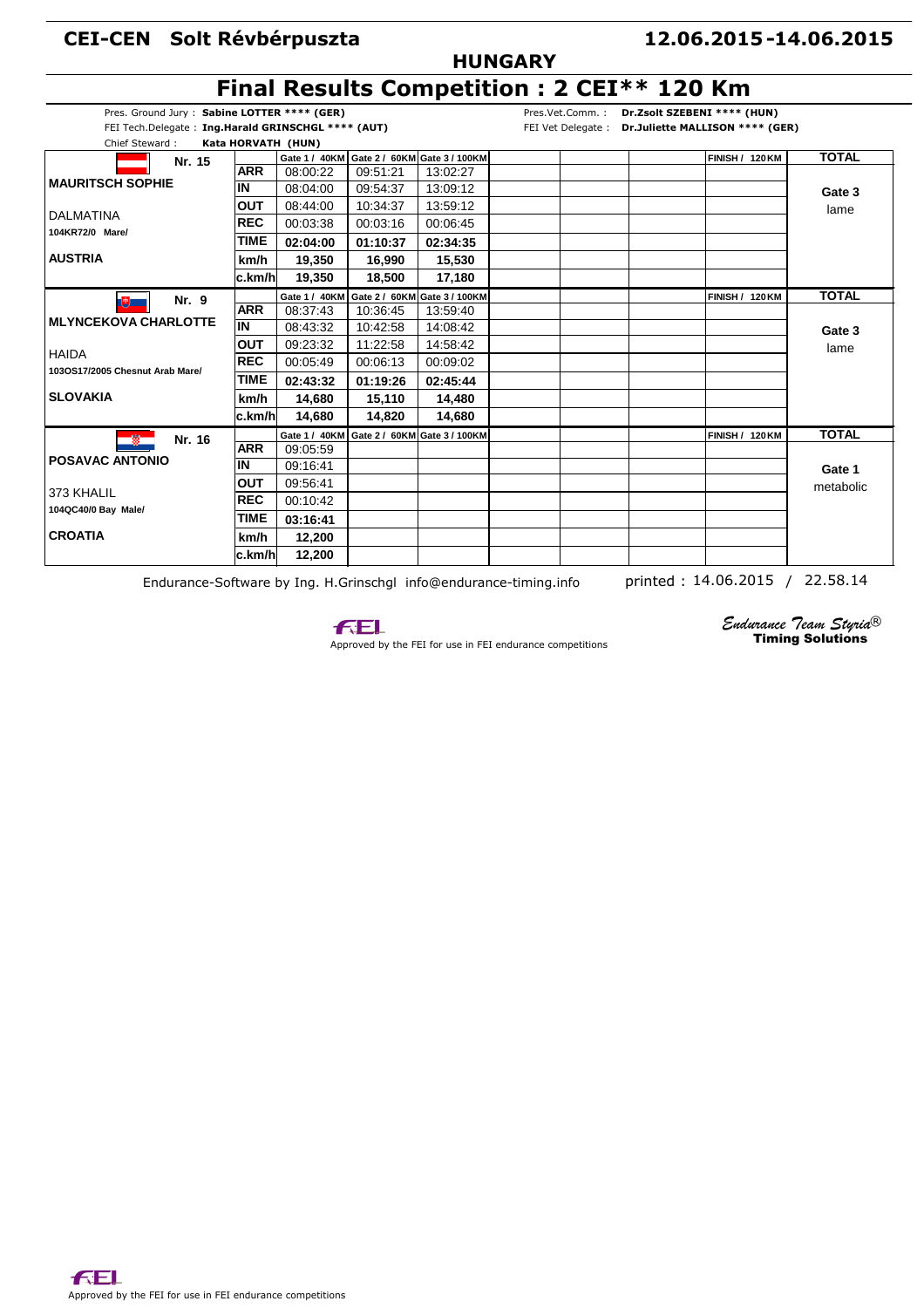# CEI-CEN Solt Révbérpuszta

**12.06.2015-14.06.2015**

**HUNGARY**

## Final Results Competition : 2 CEI** 120 Km

Pres. Ground Jury : **Sabine LOTTER **** (GER)**
FEI Tech.Delegate : **Ing.Harald GRINSCHGL **** (AUT)**
Chief Steward : **Kata HORVATH (HUN)**

Pres.Vet.Comm. : **Dr.Zsolt SZEBENI **** (HUN)**
FEI Vet Delegate : **Dr.Juliette MALLISON **** (GER)**

| Nr. 15 | | Gate 1 / 40KM | Gate 2 / 60KM | Gate 3 / 100KM | | | | FINISH / 120KM | TOTAL |
|---|---|---|---|---|---|---|---|---|---|
| **MAURITSCH SOPHIE** | **ARR** | 08:00:22 | 09:51:21 | 13:02:27 | | | | | |
| | **IN** | 08:04:00 | 09:54:37 | 13:09:12 | | | | | **Gate 3** |
| DALMATINA | **OUT** | 08:44:00 | 10:34:37 | 13:59:12 | | | | | lame |
| **104KR72/0 Mare/** | **REC** | 00:03:38 | 00:03:16 | 00:06:45 | | | | | |
| | **TIME** | **02:04:00** | **01:10:37** | **02:34:35** | | | | | |
| **AUSTRIA** | **km/h** | **19,350** | **16,990** | **15,530** | | | | | |
| | **c.km/h** | **19,350** | **18,500** | **17,180** | | | | | |
| **Nr. 9** | | Gate 1 / 40KM | Gate 2 / 60KM | Gate 3 / 100KM | | | | FINISH / 120KM | TOTAL |
| **MLYNCEKOVA CHARLOTTE** | **ARR** | 08:37:43 | 10:36:45 | 13:59:40 | | | | | |
| | **IN** | 08:43:32 | 10:42:58 | 14:08:42 | | | | | **Gate 3** |
| HAIDA | **OUT** | 09:23:32 | 11:22:58 | 14:58:42 | | | | | lame |
| **103OS17/2005 Chesnut Arab Mare/** | **REC** | 00:05:49 | 00:06:13 | 00:09:02 | | | | | |
| | **TIME** | **02:43:32** | **01:19:26** | **02:45:44** | | | | | |
| **SLOVAKIA** | **km/h** | **14,680** | **15,110** | **14,480** | | | | | |
| | **c.km/h** | **14,680** | **14,820** | **14,680** | | | | | |
| **Nr. 16** | | Gate 1 / 40KM | Gate 2 / 60KM | Gate 3 / 100KM | | | | FINISH / 120KM | TOTAL |
| **POSAVAC ANTONIO** | **ARR** | 09:05:59 | | | | | | | |
| | **IN** | 09:16:41 | | | | | | | **Gate 1** |
| 373 KHALIL | **OUT** | 09:56:41 | | | | | | | metabolic |
| **104QC40/0 Bay Male/** | **REC** | 00:10:42 | | | | | | | |
| | **TIME** | **03:16:41** | | | | | | | |
| **CROATIA** | **km/h** | **12,200** | | | | | | | |
| | **c.km/h** | **12,200** | | | | | | | |

Endurance-Software by Ing. H.Grinschgl info@endurance-timing.info

printed : 14.06.2015 / 22.58.14

Approved by the FEI for use in FEI endurance competitions

*Endurance Team Styria®*
**Timing Solutions**